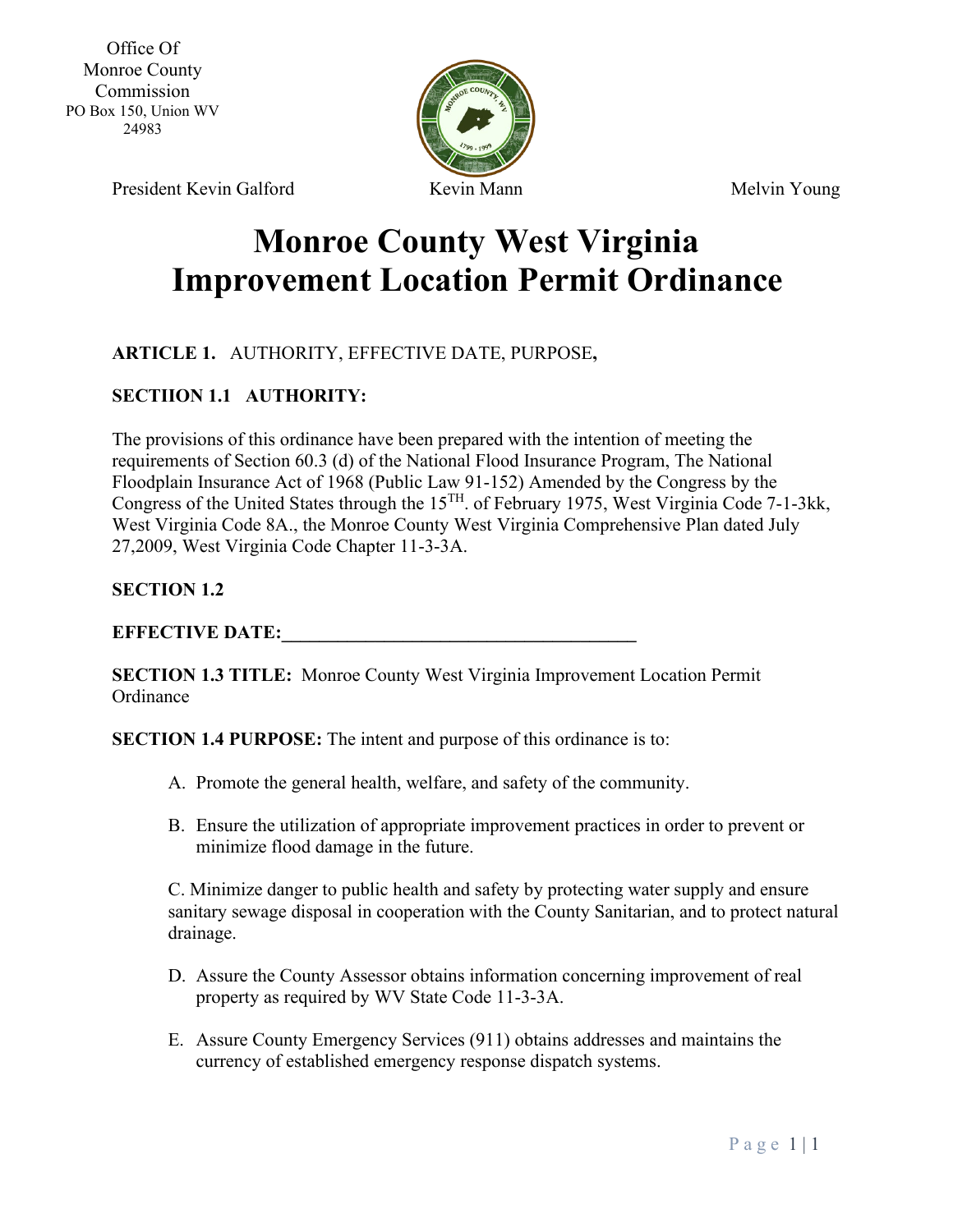Office Of
Monroe County
Commission
PO Box 150, Union WV
24983

President Kevin Galford    Kevin Mann    Melvin Young

# Monroe County West Virginia Improvement Location Permit Ordinance

**ARTICLE 1.** AUTHORITY, EFFECTIVE DATE, PURPOSE**,**

**SECTIION 1.1 AUTHORITY:**

The provisions of this ordinance have been prepared with the intention of meeting the requirements of Section 60.3 (d) of the National Flood Insurance Program, The National Floodplain Insurance Act of 1968 (Public Law 91-152) Amended by the Congress by the Congress of the United States through the 15TH. of February 1975, West Virginia Code 7-1-3kk, West Virginia Code 8A., the Monroe County West Virginia Comprehensive Plan dated July 27,2009, West Virginia Code Chapter 11-3-3A.

**SECTION 1.2**

**EFFECTIVE DATE:\_\_\_\_\_\_\_\_\_\_\_\_\_\_\_\_\_\_\_\_\_\_\_\_\_\_\_\_\_\_\_\_\_\_\_\_\_\_**

**SECTION 1.3 TITLE:** Monroe County West Virginia Improvement Location Permit Ordinance

**SECTION 1.4 PURPOSE:** The intent and purpose of this ordinance is to:

A. Promote the general health, welfare, and safety of the community.

B. Ensure the utilization of appropriate improvement practices in order to prevent or minimize flood damage in the future.

C. Minimize danger to public health and safety by protecting water supply and ensure sanitary sewage disposal in cooperation with the County Sanitarian, and to protect natural drainage.

D. Assure the County Assessor obtains information concerning improvement of real property as required by WV State Code 11-3-3A.

E. Assure County Emergency Services (911) obtains addresses and maintains the currency of established emergency response dispatch systems.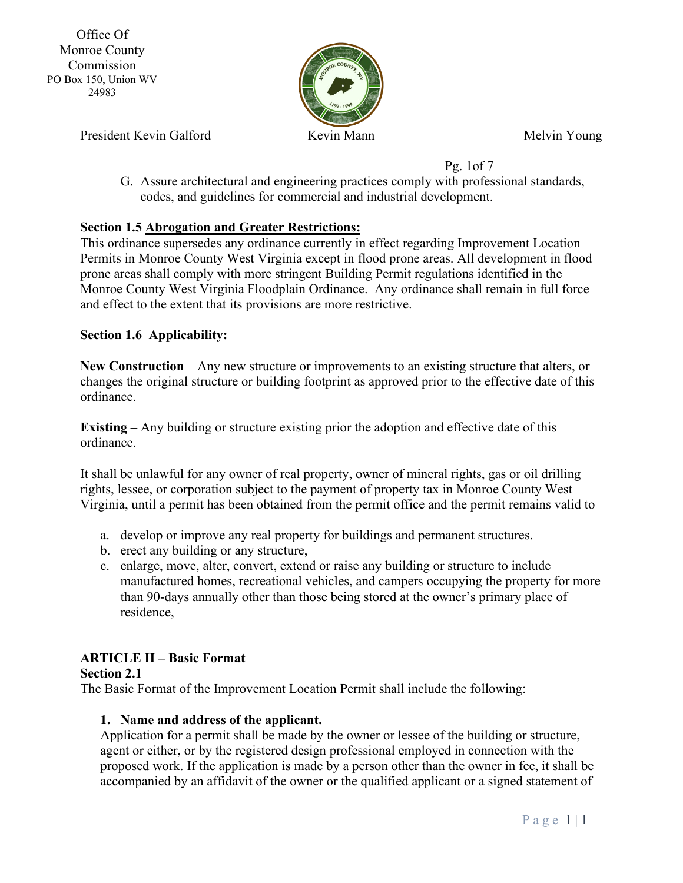G. Assure architectural and engineering practices comply with professional standards, codes, and guidelines for commercial and industrial development.

**Section 1.5** **Abrogation and Greater Restrictions:**

This ordinance supersedes any ordinance currently in effect regarding Improvement Location Permits in Monroe County West Virginia except in flood prone areas. All development in flood prone areas shall comply with more stringent Building Permit regulations identified in the Monroe County West Virginia Floodplain Ordinance. Any ordinance shall remain in full force and effect to the extent that its provisions are more restrictive.

**Section 1.6 Applicability:**

**New Construction** – Any new structure or improvements to an existing structure that alters, or changes the original structure or building footprint as approved prior to the effective date of this ordinance.

**Existing –** Any building or structure existing prior the adoption and effective date of this ordinance.

It shall be unlawful for any owner of real property, owner of mineral rights, gas or oil drilling rights, lessee, or corporation subject to the payment of property tax in Monroe County West Virginia, until a permit has been obtained from the permit office and the permit remains valid to

a. develop or improve any real property for buildings and permanent structures.
b. erect any building or any structure,
c. enlarge, move, alter, convert, extend or raise any building or structure to include manufactured homes, recreational vehicles, and campers occupying the property for more than 90-days annually other than those being stored at the owner's primary place of residence,

## ARTICLE II – Basic Format

**Section 2.1**

The Basic Format of the Improvement Location Permit shall include the following:

1. **Name and address of the applicant.**

   Application for a permit shall be made by the owner or lessee of the building or structure, agent or either, or by the registered design professional employed in connection with the proposed work. If the application is made by a person other than the owner in fee, it shall be accompanied by an affidavit of the owner or the qualified applicant or a signed statement of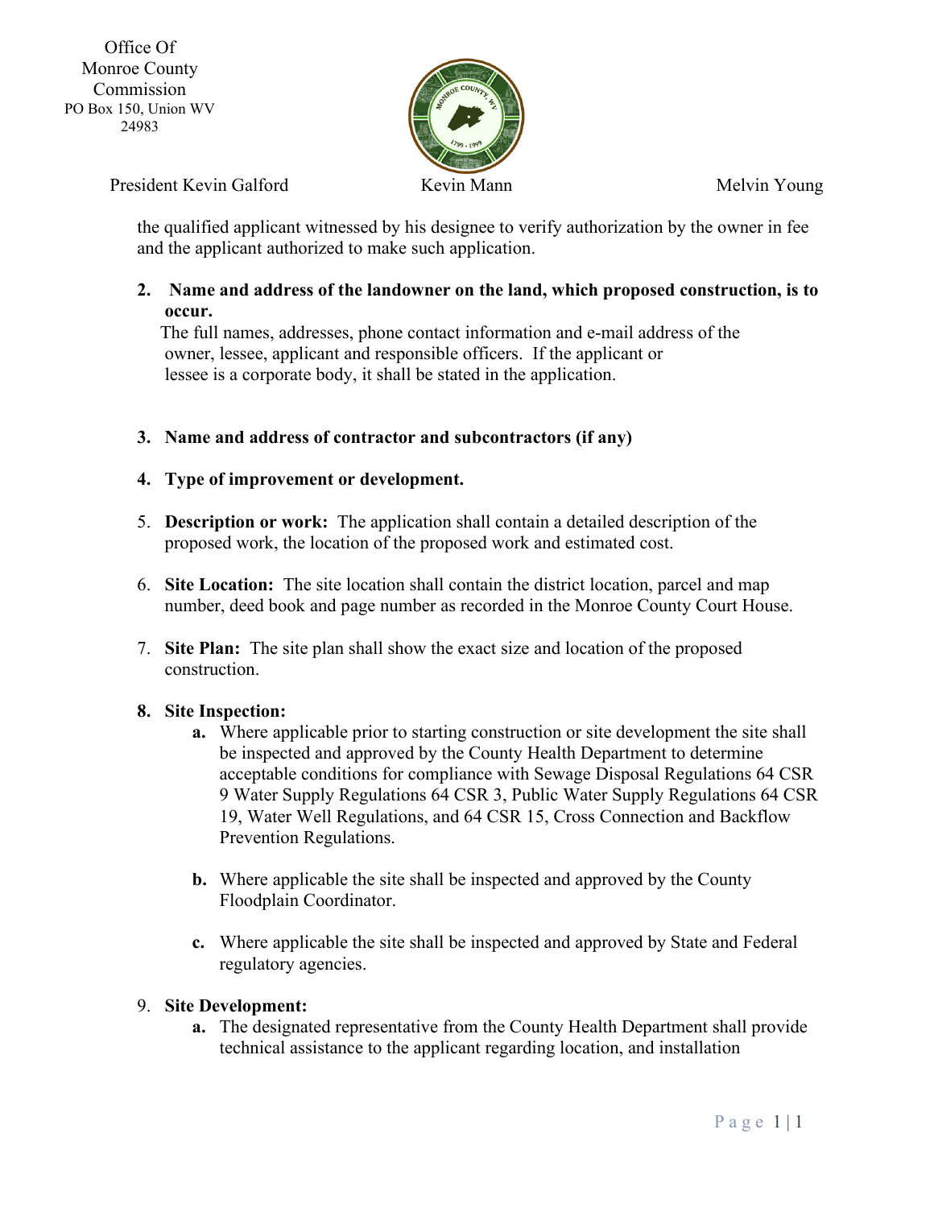the qualified applicant witnessed by his designee to verify authorization by the owner in fee and the applicant authorized to make such application.

2. **Name and address of the landowner on the land, which proposed construction, is to occur.**
   The full names, addresses, phone contact information and e-mail address of the owner, lessee, applicant and responsible officers. If the applicant or lessee is a corporate body, it shall be stated in the application.

3. **Name and address of contractor and subcontractors (if any)**

4. **Type of improvement or development.**

5. **Description or work:** The application shall contain a detailed description of the proposed work, the location of the proposed work and estimated cost.

6. **Site Location:** The site location shall contain the district location, parcel and map number, deed book and page number as recorded in the Monroe County Court House.

7. **Site Plan:** The site plan shall show the exact size and location of the proposed construction.

8. **Site Inspection:**
   - **a.** Where applicable prior to starting construction or site development the site shall be inspected and approved by the County Health Department to determine acceptable conditions for compliance with Sewage Disposal Regulations 64 CSR 9 Water Supply Regulations 64 CSR 3, Public Water Supply Regulations 64 CSR 19, Water Well Regulations, and 64 CSR 15, Cross Connection and Backflow Prevention Regulations.
   - **b.** Where applicable the site shall be inspected and approved by the County Floodplain Coordinator.
   - **c.** Where applicable the site shall be inspected and approved by State and Federal regulatory agencies.

9. **Site Development:**
   - **a.** The designated representative from the County Health Department shall provide technical assistance to the applicant regarding location, and installation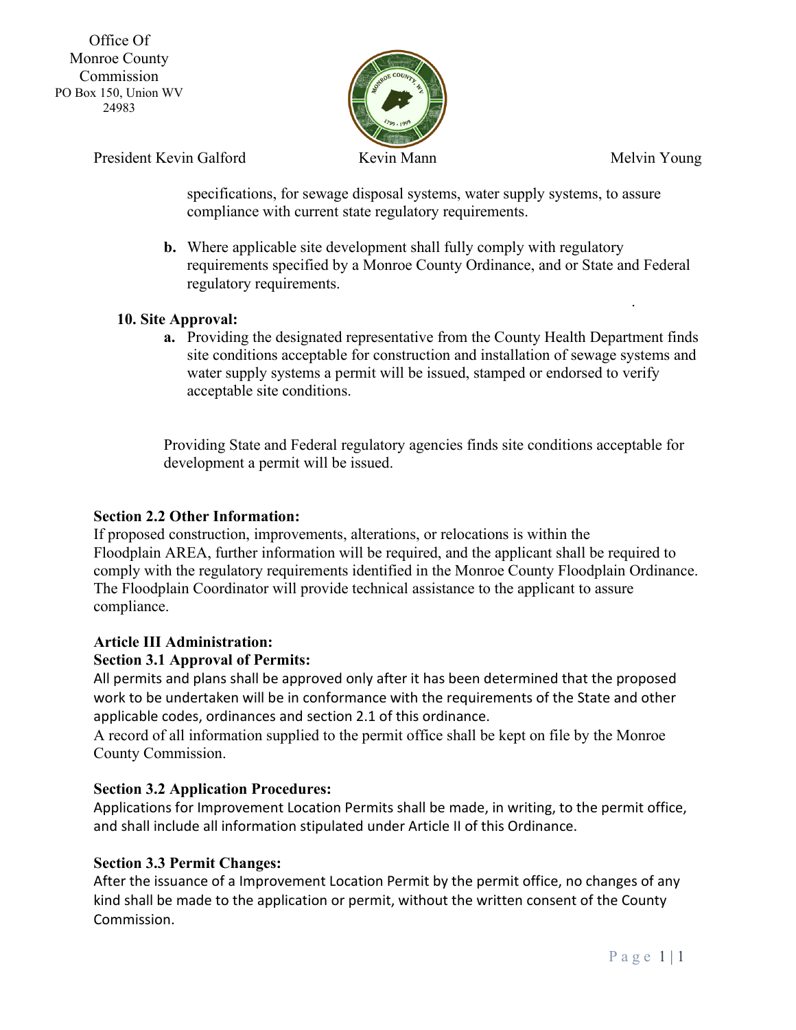specifications, for sewage disposal systems, water supply systems, to assure compliance with current state regulatory requirements.

**b.** Where applicable site development shall fully comply with regulatory requirements specified by a Monroe County Ordinance, and or State and Federal regulatory requirements.

**10. Site Approval:**

**a.** Providing the designated representative from the County Health Department finds site conditions acceptable for construction and installation of sewage systems and water supply systems a permit will be issued, stamped or endorsed to verify acceptable site conditions.

Providing State and Federal regulatory agencies finds site conditions acceptable for development a permit will be issued.

**Section 2.2 Other Information:**

If proposed construction, improvements, alterations, or relocations is within the Floodplain AREA, further information will be required, and the applicant shall be required to comply with the regulatory requirements identified in the Monroe County Floodplain Ordinance. The Floodplain Coordinator will provide technical assistance to the applicant to assure compliance.

**Article III Administration:**

**Section 3.1 Approval of Permits:**

All permits and plans shall be approved only after it has been determined that the proposed work to be undertaken will be in conformance with the requirements of the State and other applicable codes, ordinances and section 2.1 of this ordinance.

A record of all information supplied to the permit office shall be kept on file by the Monroe County Commission.

**Section 3.2 Application Procedures:**

Applications for Improvement Location Permits shall be made, in writing, to the permit office, and shall include all information stipulated under Article II of this Ordinance.

**Section 3.3 Permit Changes:**

After the issuance of a Improvement Location Permit by the permit office, no changes of any kind shall be made to the application or permit, without the written consent of the County Commission.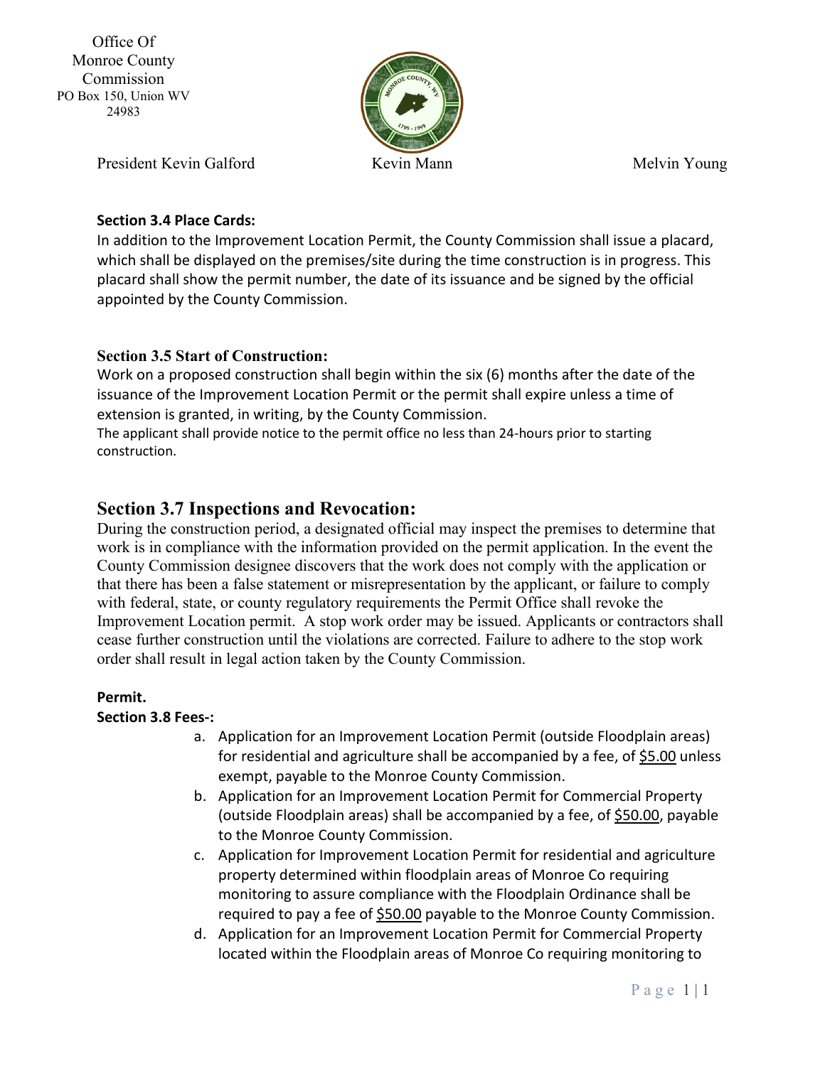Office Of
Monroe County
Commission
PO Box 150, Union WV
24983

President Kevin Galford Kevin Mann Melvin Young

**Section 3.4 Place Cards:**
In addition to the Improvement Location Permit, the County Commission shall issue a placard, which shall be displayed on the premises/site during the time construction is in progress. This placard shall show the permit number, the date of its issuance and be signed by the official appointed by the County Commission.

**Section 3.5 Start of Construction:**
Work on a proposed construction shall begin within the six (6) months after the date of the issuance of the Improvement Location Permit or the permit shall expire unless a time of extension is granted, in writing, by the County Commission.
The applicant shall provide notice to the permit office no less than 24-hours prior to starting construction.

## Section 3.7 Inspections and Revocation:

During the construction period, a designated official may inspect the premises to determine that work is in compliance with the information provided on the permit application. In the event the County Commission designee discovers that the work does not comply with the application or that there has been a false statement or misrepresentation by the applicant, or failure to comply with federal, state, or county regulatory requirements the Permit Office shall revoke the Improvement Location permit. A stop work order may be issued. Applicants or contractors shall cease further construction until the violations are corrected. Failure to adhere to the stop work order shall result in legal action taken by the County Commission.

**Permit.**
**Section 3.8 Fees-:**

a. Application for an Improvement Location Permit (outside Floodplain areas) for residential and agriculture shall be accompanied by a fee, of $5.00 unless exempt, payable to the Monroe County Commission.
b. Application for an Improvement Location Permit for Commercial Property (outside Floodplain areas) shall be accompanied by a fee, of $50.00, payable to the Monroe County Commission.
c. Application for Improvement Location Permit for residential and agriculture property determined within floodplain areas of Monroe Co requiring monitoring to assure compliance with the Floodplain Ordinance shall be required to pay a fee of $50.00 payable to the Monroe County Commission.
d. Application for an Improvement Location Permit for Commercial Property located within the Floodplain areas of Monroe Co requiring monitoring to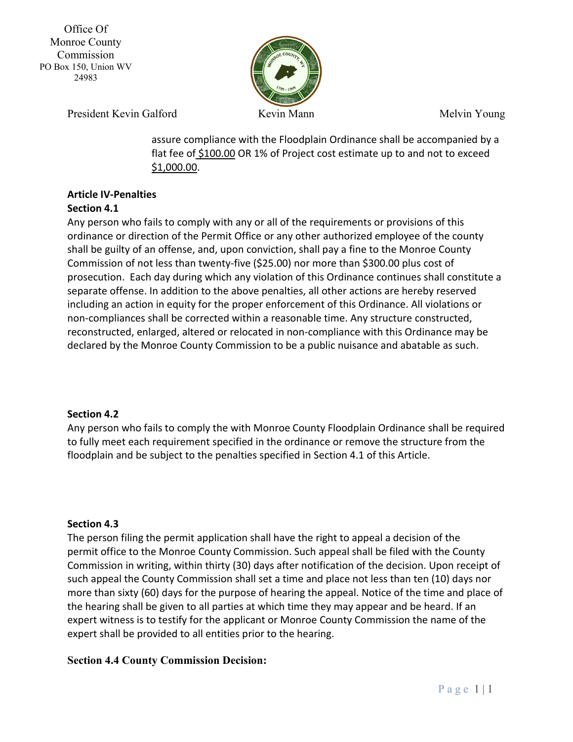assure compliance with the Floodplain Ordinance shall be accompanied by a flat fee of $100.00 OR 1% of Project cost estimate up to and not to exceed $1,000.00.

### Article IV-Penalties

**Section 4.1**

Any person who fails to comply with any or all of the requirements or provisions of this ordinance or direction of the Permit Office or any other authorized employee of the county shall be guilty of an offense, and, upon conviction, shall pay a fine to the Monroe County Commission of not less than twenty-five ($25.00) nor more than $300.00 plus cost of prosecution. Each day during which any violation of this Ordinance continues shall constitute a separate offense. In addition to the above penalties, all other actions are hereby reserved including an action in equity for the proper enforcement of this Ordinance. All violations or non-compliances shall be corrected within a reasonable time. Any structure constructed, reconstructed, enlarged, altered or relocated in non-compliance with this Ordinance may be declared by the Monroe County Commission to be a public nuisance and abatable as such.

**Section 4.2**

Any person who fails to comply the with Monroe County Floodplain Ordinance shall be required to fully meet each requirement specified in the ordinance or remove the structure from the floodplain and be subject to the penalties specified in Section 4.1 of this Article.

**Section 4.3**

The person filing the permit application shall have the right to appeal a decision of the permit office to the Monroe County Commission. Such appeal shall be filed with the County Commission in writing, within thirty (30) days after notification of the decision. Upon receipt of such appeal the County Commission shall set a time and place not less than ten (10) days nor more than sixty (60) days for the purpose of hearing the appeal. Notice of the time and place of the hearing shall be given to all parties at which time they may appear and be heard. If an expert witness is to testify for the applicant or Monroe County Commission the name of the expert shall be provided to all entities prior to the hearing.

**Section 4.4 County Commission Decision:**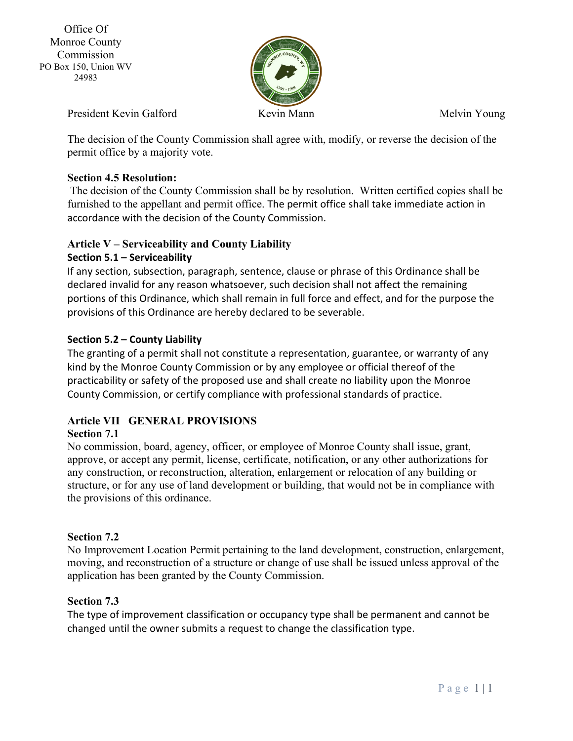The decision of the County Commission shall agree with, modify, or reverse the decision of the permit office by a majority vote.

**Section 4.5 Resolution:**

The decision of the County Commission shall be by resolution. Written certified copies shall be furnished to the appellant and permit office. The permit office shall take immediate action in accordance with the decision of the County Commission.

## Article V – Serviceability and County Liability

### Section 5.1 – Serviceability

If any section, subsection, paragraph, sentence, clause or phrase of this Ordinance shall be declared invalid for any reason whatsoever, such decision shall not affect the remaining portions of this Ordinance, which shall remain in full force and effect, and for the purpose the provisions of this Ordinance are hereby declared to be severable.

### Section 5.2 – County Liability

The granting of a permit shall not constitute a representation, guarantee, or warranty of any kind by the Monroe County Commission or by any employee or official thereof of the practicability or safety of the proposed use and shall create no liability upon the Monroe County Commission, or certify compliance with professional standards of practice.

## Article VII GENERAL PROVISIONS

### Section 7.1

No commission, board, agency, officer, or employee of Monroe County shall issue, grant, approve, or accept any permit, license, certificate, notification, or any other authorizations for any construction, or reconstruction, alteration, enlargement or relocation of any building or structure, or for any use of land development or building, that would not be in compliance with the provisions of this ordinance.

### Section 7.2

No Improvement Location Permit pertaining to the land development, construction, enlargement, moving, and reconstruction of a structure or change of use shall be issued unless approval of the application has been granted by the County Commission.

### Section 7.3

The type of improvement classification or occupancy type shall be permanent and cannot be changed until the owner submits a request to change the classification type.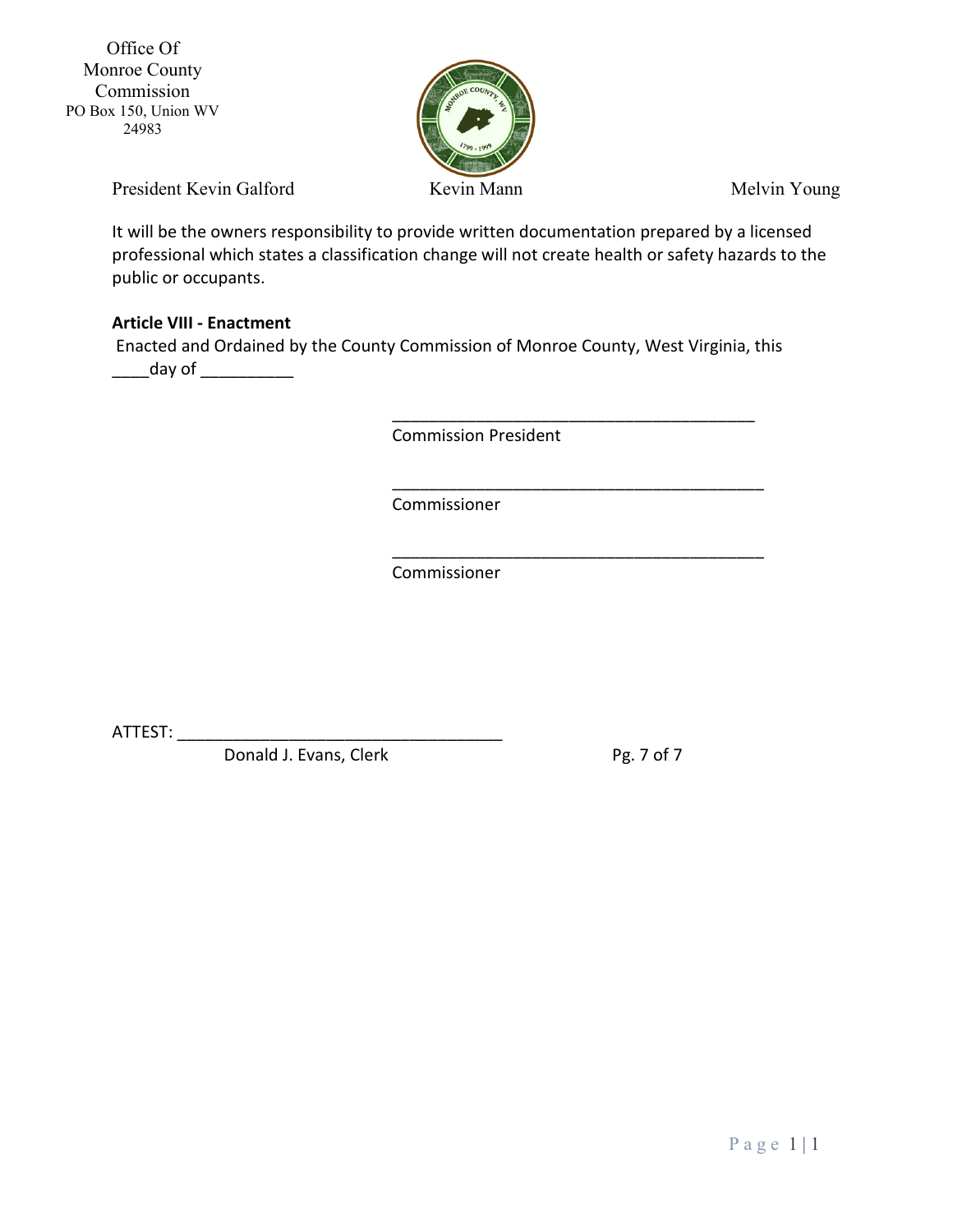Office Of
Monroe County
Commission
PO Box 150, Union WV
24983

President Kevin Galford Kevin Mann Melvin Young

It will be the owners responsibility to provide written documentation prepared by a licensed professional which states a classification change will not create health or safety hazards to the public or occupants.

**Article VIII - Enactment**

Enacted and Ordained by the County Commission of Monroe County, West Virginia, this ____day of __________

________________________________________
Commission President

________________________________________
Commissioner

________________________________________
Commissioner

ATTEST: ____________________________________
Donald J. Evans, Clerk